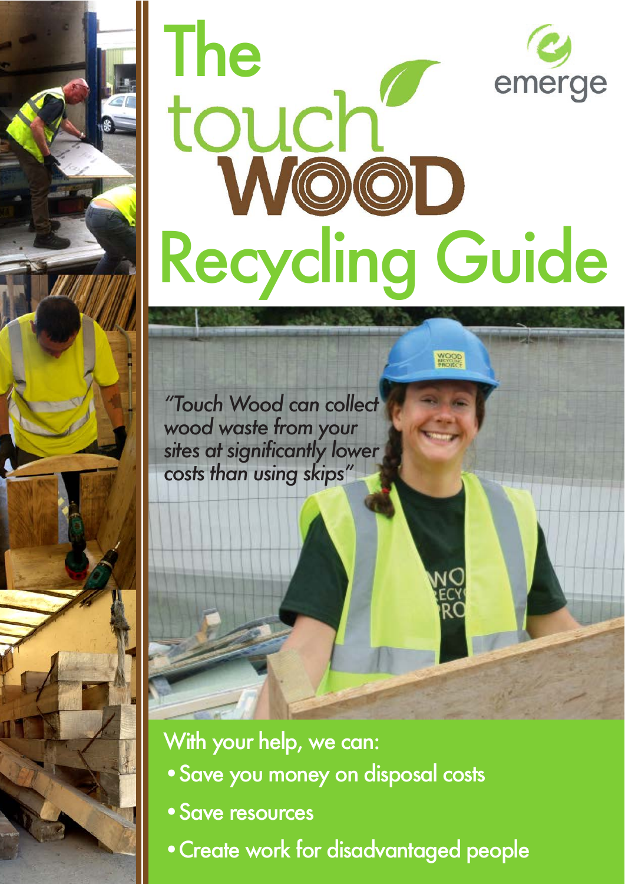# The touch WOOD Recycling Guide

emerge

*"Touch Wood can collect wood waste from your sites at significantly lower costs than using skips"*

With your help, we can:

- Save you money on disposal costs
- Save resources
- Create work for disadvantaged people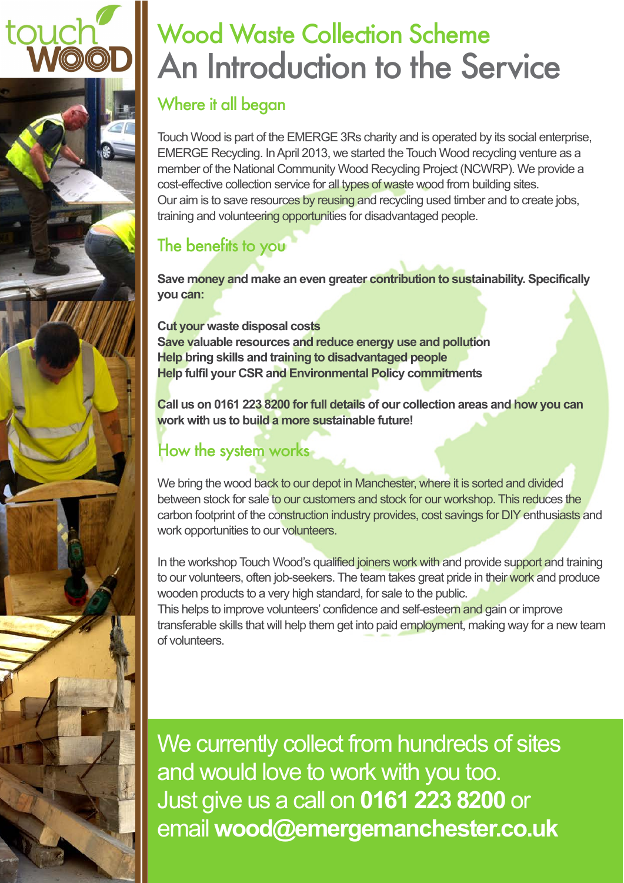touch WOOD

# Wood Waste Collection Scheme

# An Introduction to the Service

## Where it all began

Touch Wood is part of the EMERGE 3Rs charity and is operated by its social enterprise, EMERGE Recycling. In April 2013, we started the Touch Wood recycling venture as a member of the National Community Wood Recycling Project (NCWRP). We provide a cost-effective collection service for all types of waste wood from building sites. Our aim is to save resources by reusing and recycling used timber and to create jobs, training and volunteering opportunities for disadvantaged people.

## The benefits to you

**Save money and make an even greater contribution to sustainability. Specifically you can:**

**Cut your waste disposal costs**
**Save valuable resources and reduce energy use and pollution**
**Help bring skills and training to disadvantaged people**
**Help fulfil your CSR and Environmental Policy commitments**

**Call us on 0161 223 8200 for full details of our collection areas and how you can work with us to build a more sustainable future!**

## How the system works

We bring the wood back to our depot in Manchester, where it is sorted and divided between stock for sale to our customers and stock for our workshop. This reduces the carbon footprint of the construction industry provides, cost savings for DIY enthusiasts and work opportunities to our volunteers.

In the workshop Touch Wood's qualified joiners work with and provide support and training to our volunteers, often job-seekers. The team takes great pride in their work and produce wooden products to a very high standard, for sale to the public.
This helps to improve volunteers' confidence and self-esteem and gain or improve transferable skills that will help them get into paid employment, making way for a new team of volunteers.

We currently collect from hundreds of sites and would love to work with you too. Just give us a call on **0161 223 8200** or email **wood@emergemanchester.co.uk**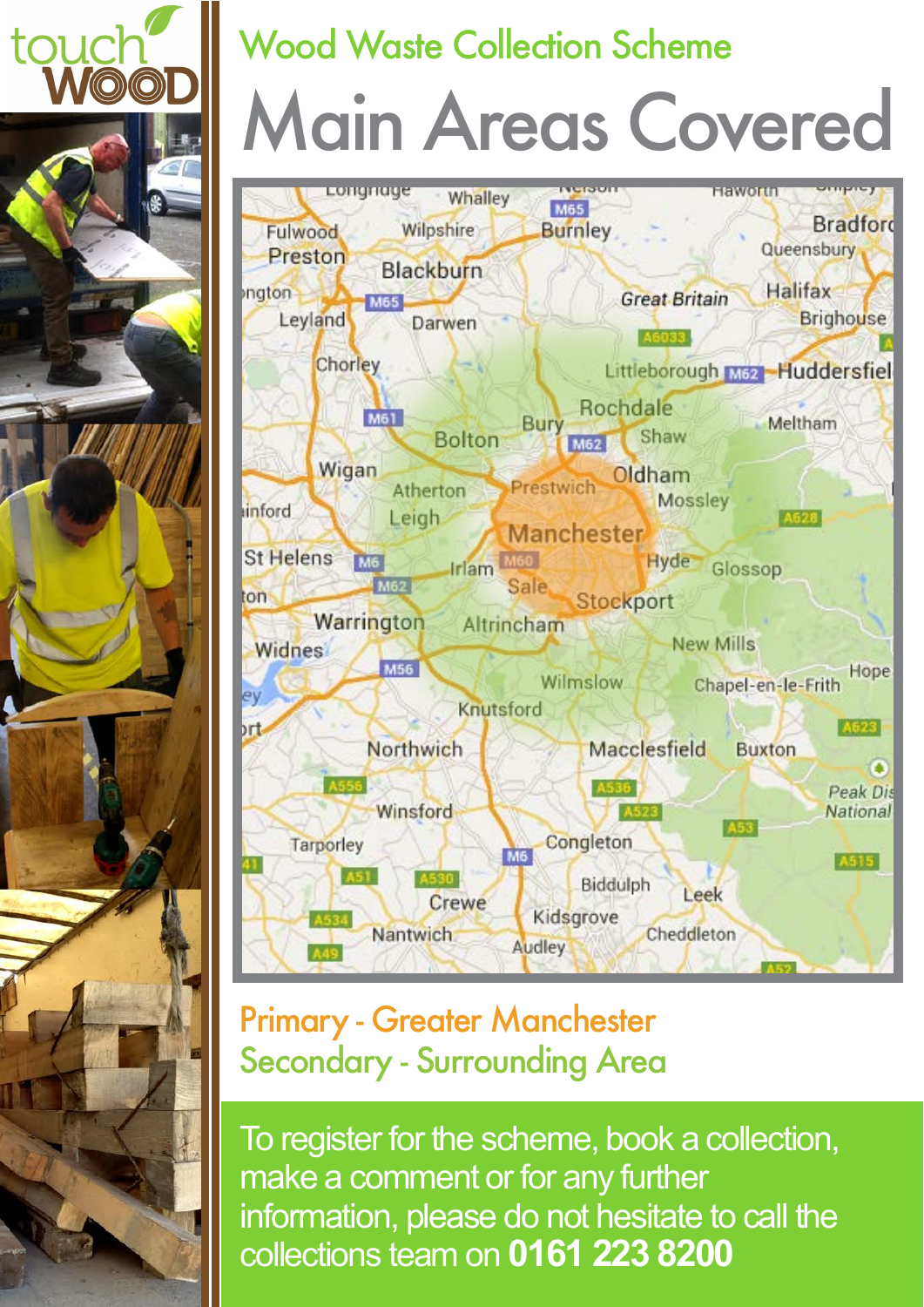touch WOOD

# Wood Waste Collection Scheme

## Main Areas Covered

Primary - Greater Manchester
Secondary - Surrounding Area

To register for the scheme, book a collection, make a comment or for any further information, please do not hesitate to call the collections team on **0161 223 8200**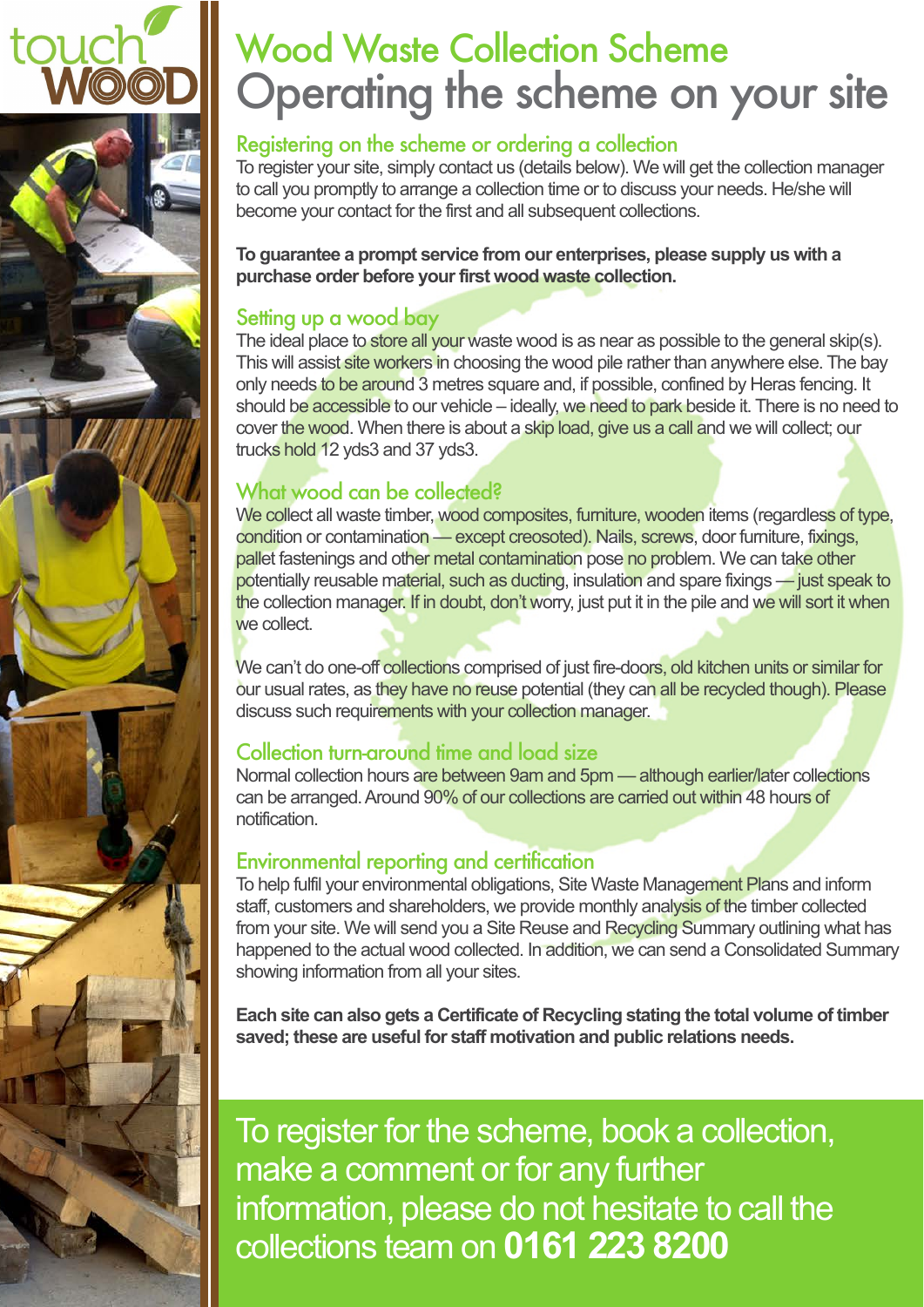touch WOOD

# Wood Waste Collection Scheme

# Operating the scheme on your site

## Registering on the scheme or ordering a collection

To register your site, simply contact us (details below). We will get the collection manager to call you promptly to arrange a collection time or to discuss your needs. He/she will become your contact for the first and all subsequent collections.

**To guarantee a prompt service from our enterprises, please supply us with a purchase order before your first wood waste collection.**

## Setting up a wood bay

The ideal place to store all your waste wood is as near as possible to the general skip(s). This will assist site workers in choosing the wood pile rather than anywhere else. The bay only needs to be around 3 metres square and, if possible, confined by Heras fencing. It should be accessible to our vehicle – ideally, we need to park beside it. There is no need to cover the wood. When there is about a skip load, give us a call and we will collect; our trucks hold 12 yds3 and 37 yds3.

## What wood can be collected?

We collect all waste timber, wood composites, furniture, wooden items (regardless of type, condition or contamination — except creosoted). Nails, screws, door furniture, fixings, pallet fastenings and other metal contamination pose no problem. We can take other potentially reusable material, such as ducting, insulation and spare fixings — just speak to the collection manager. If in doubt, don't worry, just put it in the pile and we will sort it when we collect.

We can't do one-off collections comprised of just fire-doors, old kitchen units or similar for our usual rates, as they have no reuse potential (they can all be recycled though). Please discuss such requirements with your collection manager.

## Collection turn-around time and load size

Normal collection hours are between 9am and 5pm — although earlier/later collections can be arranged. Around 90% of our collections are carried out within 48 hours of notification.

## Environmental reporting and certification

To help fulfil your environmental obligations, Site Waste Management Plans and inform staff, customers and shareholders, we provide monthly analysis of the timber collected from your site. We will send you a Site Reuse and Recycling Summary outlining what has happened to the actual wood collected. In addition, we can send a Consolidated Summary showing information from all your sites.

**Each site can also gets a Certificate of Recycling stating the total volume of timber saved; these are useful for staff motivation and public relations needs.**

To register for the scheme, book a collection, make a comment or for any further information, please do not hesitate to call the collections team on **0161 223 8200**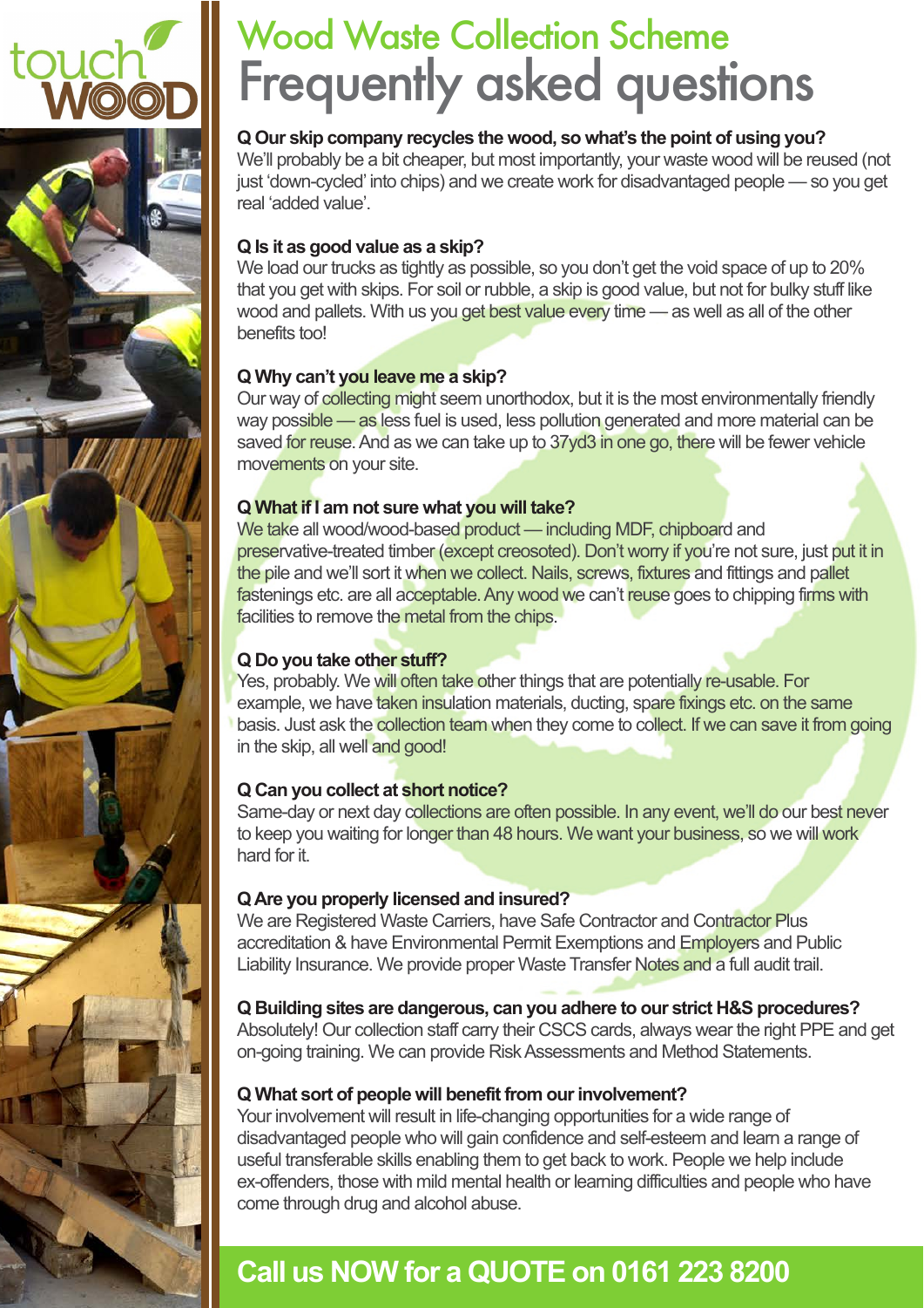touch WOOD

# Wood Waste Collection Scheme
## Frequently asked questions

**Q Our skip company recycles the wood, so what's the point of using you?**
We'll probably be a bit cheaper, but most importantly, your waste wood will be reused (not just 'down-cycled' into chips) and we create work for disadvantaged people — so you get real 'added value'.

**Q Is it as good value as a skip?**
We load our trucks as tightly as possible, so you don't get the void space of up to 20% that you get with skips. For soil or rubble, a skip is good value, but not for bulky stuff like wood and pallets. With us you get best value every time — as well as all of the other benefits too!

**Q Why can't you leave me a skip?**
Our way of collecting might seem unorthodox, but it is the most environmentally friendly way possible — as less fuel is used, less pollution generated and more material can be saved for reuse. And as we can take up to 37yd3 in one go, there will be fewer vehicle movements on your site.

**Q What if I am not sure what you will take?**
We take all wood/wood-based product — including MDF, chipboard and preservative-treated timber (except creosoted). Don't worry if you're not sure, just put it in the pile and we'll sort it when we collect. Nails, screws, fixtures and fittings and pallet fastenings etc. are all acceptable. Any wood we can't reuse goes to chipping firms with facilities to remove the metal from the chips.

**Q Do you take other stuff?**
Yes, probably. We will often take other things that are potentially re-usable. For example, we have taken insulation materials, ducting, spare fixings etc. on the same basis. Just ask the collection team when they come to collect. If we can save it from going in the skip, all well and good!

**Q Can you collect at short notice?**
Same-day or next day collections are often possible. In any event, we'll do our best never to keep you waiting for longer than 48 hours. We want your business, so we will work hard for it.

**Q Are you properly licensed and insured?**
We are Registered Waste Carriers, have Safe Contractor and Contractor Plus accreditation & have Environmental Permit Exemptions and Employers and Public Liability Insurance. We provide proper Waste Transfer Notes and a full audit trail.

**Q Building sites are dangerous, can you adhere to our strict H&S procedures?**
Absolutely! Our collection staff carry their CSCS cards, always wear the right PPE and get on-going training. We can provide Risk Assessments and Method Statements.

**Q What sort of people will benefit from our involvement?**
Your involvement will result in life-changing opportunities for a wide range of disadvantaged people who will gain confidence and self-esteem and learn a range of useful transferable skills enabling them to get back to work. People we help include ex-offenders, those with mild mental health or learning difficulties and people who have come through drug and alcohol abuse.

**Call us NOW for a QUOTE on 0161 223 8200**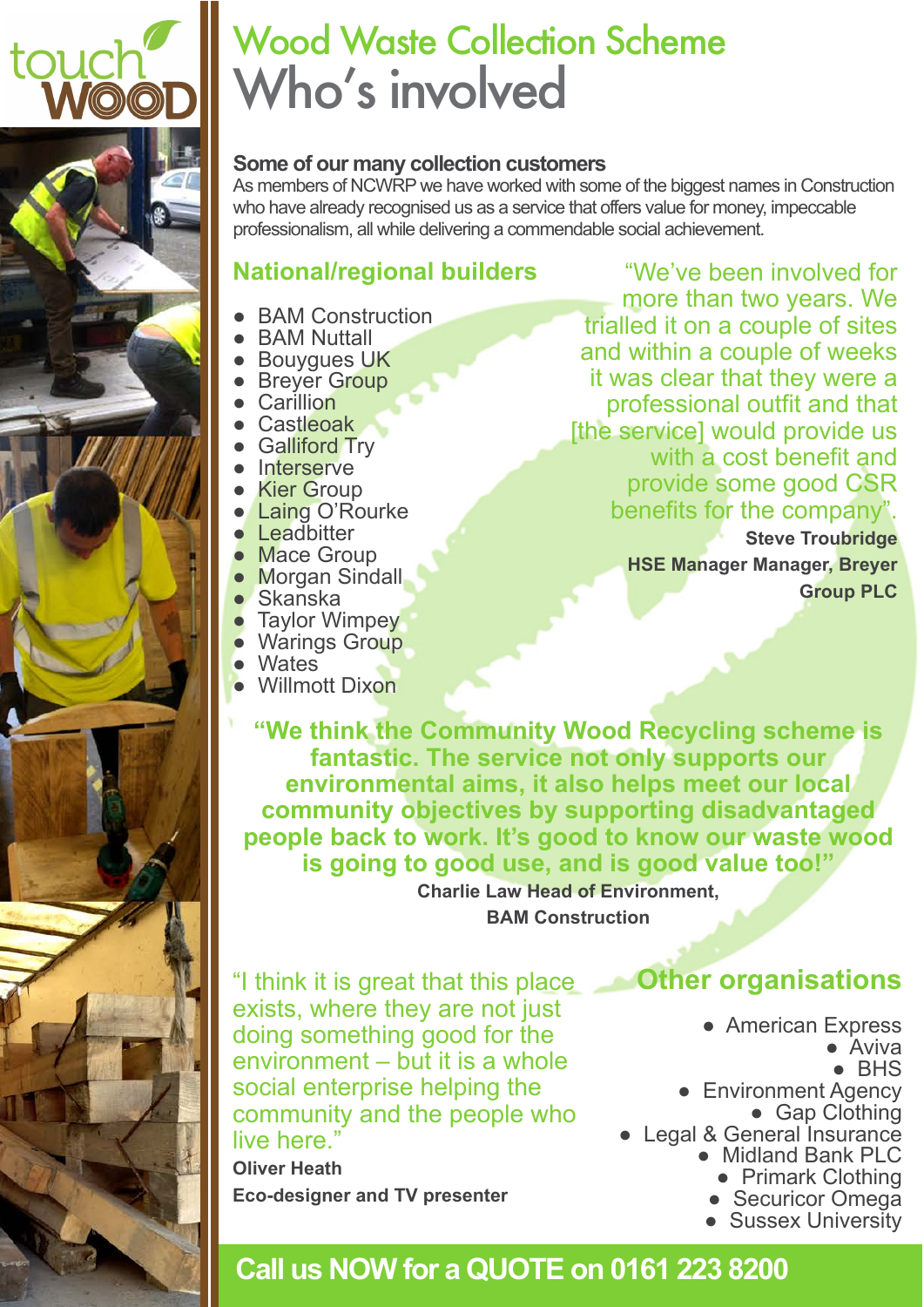touch WOOD

# Wood Waste Collection Scheme
# Who's involved

### Some of our many collection customers

As members of NCWRP we have worked with some of the biggest names in Construction who have already recognised us as a service that offers value for money, impeccable professionalism, all while delivering a commendable social achievement.

## National/regional builders

- BAM Construction
- BAM Nuttall
- Bouygues UK
- Breyer Group
- Carillion
- Castleoak
- Galliford Try
- Interserve
- Kier Group
- Laing O'Rourke
- Leadbitter
- Mace Group
- Morgan Sindall
- Skanska
- Taylor Wimpey
- Warings Group
- Wates
- Willmott Dixon

"We've been involved for more than two years. We trialled it on a couple of sites and within a couple of weeks it was clear that they were a professional outfit and that [the service] would provide us with a cost benefit and provide some good CSR benefits for the company".

**Steve Troubridge**
**HSE Manager Manager, Breyer Group PLC**

**"We think the Community Wood Recycling scheme is fantastic. The service not only supports our environmental aims, it also helps meet our local community objectives by supporting disadvantaged people back to work. It's good to know our waste wood is going to good use, and is good value too!"**

**Charlie Law Head of Environment,**
**BAM Construction**

"I think it is great that this place exists, where they are not just doing something good for the environment – but it is a whole social enterprise helping the community and the people who live here."

**Oliver Heath**
**Eco-designer and TV presenter**

## Other organisations

- American Express
- Aviva
- BHS
- Environment Agency
- Gap Clothing
- Legal & General Insurance
- Midland Bank PLC
- Primark Clothing
- Securicor Omega
- Sussex University

**Call us NOW for a QUOTE on 0161 223 8200**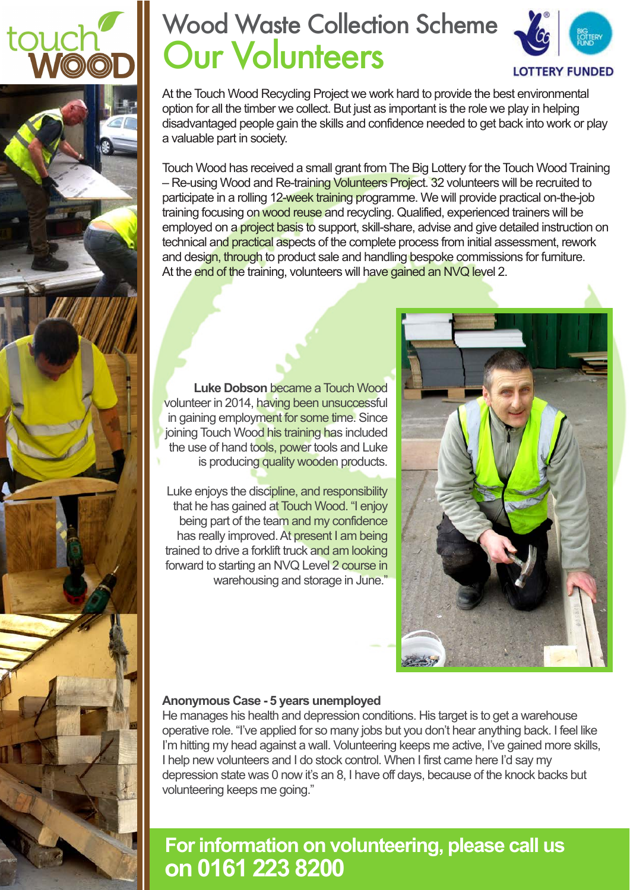touch WOOD

# Wood Waste Collection Scheme

# Our Volunteers

LOTTERY FUNDED

At the Touch Wood Recycling Project we work hard to provide the best environmental option for all the timber we collect. But just as important is the role we play in helping disadvantaged people gain the skills and confidence needed to get back into work or play a valuable part in society.

Touch Wood has received a small grant from The Big Lottery for the Touch Wood Training – Re-using Wood and Re-training Volunteers Project. 32 volunteers will be recruited to participate in a rolling 12-week training programme. We will provide practical on-the-job training focusing on wood reuse and recycling. Qualified, experienced trainers will be employed on a project basis to support, skill-share, advise and give detailed instruction on technical and practical aspects of the complete process from initial assessment, rework and design, through to product sale and handling bespoke commissions for furniture. At the end of the training, volunteers will have gained an NVQ level 2.

**Luke Dobson** became a Touch Wood volunteer in 2014, having been unsuccessful in gaining employment for some time. Since joining Touch Wood his training has included the use of hand tools, power tools and Luke is producing quality wooden products.

Luke enjoys the discipline, and responsibility that he has gained at Touch Wood. "I enjoy being part of the team and my confidence has really improved. At present I am being trained to drive a forklift truck and am looking forward to starting an NVQ Level 2 course in warehousing and storage in June."

**Anonymous Case - 5 years unemployed**

He manages his health and depression conditions. His target is to get a warehouse operative role. "I've applied for so many jobs but you don't hear anything back. I feel like I'm hitting my head against a wall. Volunteering keeps me active, I've gained more skills, I help new volunteers and I do stock control. When I first came here I'd say my depression state was 0 now it's an 8, I have off days, because of the knock backs but volunteering keeps me going."

**For information on volunteering, please call us on 0161 223 8200**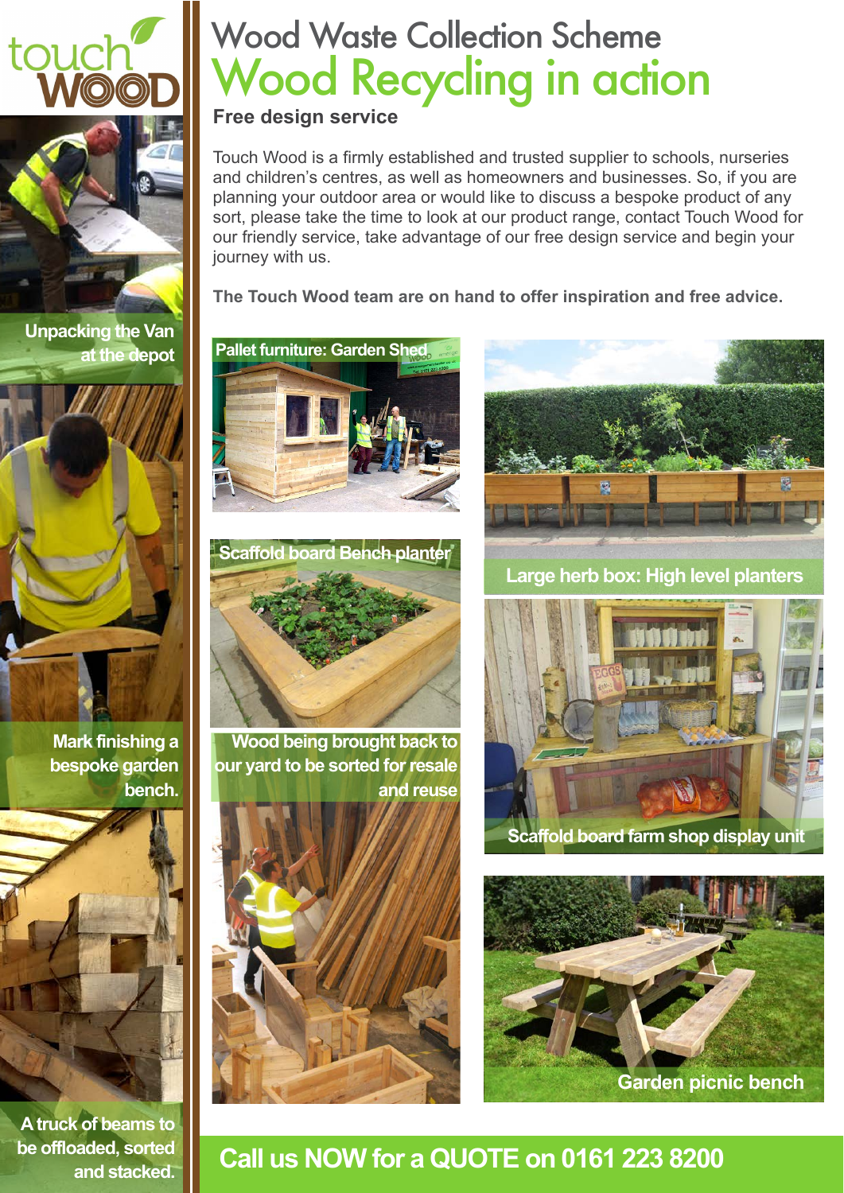touch WOOD

# Wood Waste Collection Scheme

# Wood Recycling in action

**Free design service**

Touch Wood is a firmly established and trusted supplier to schools, nurseries and children's centres, as well as homeowners and businesses. So, if you are planning your outdoor area or would like to discuss a bespoke product of any sort, please take the time to look at our product range, contact Touch Wood for our friendly service, take advantage of our free design service and begin your journey with us.

**The Touch Wood team are on hand to offer inspiration and free advice.**

Unpacking the Van at the depot

Mark finishing a bespoke garden bench.

A truck of beams to be offloaded, sorted and stacked.

Pallet furniture: Garden Shed

Scaffold board Bench planter

Wood being brought back to our yard to be sorted for resale and reuse

Large herb box: High level planters

Scaffold board farm shop display unit

Garden picnic bench

**Call us NOW for a QUOTE on 0161 223 8200**